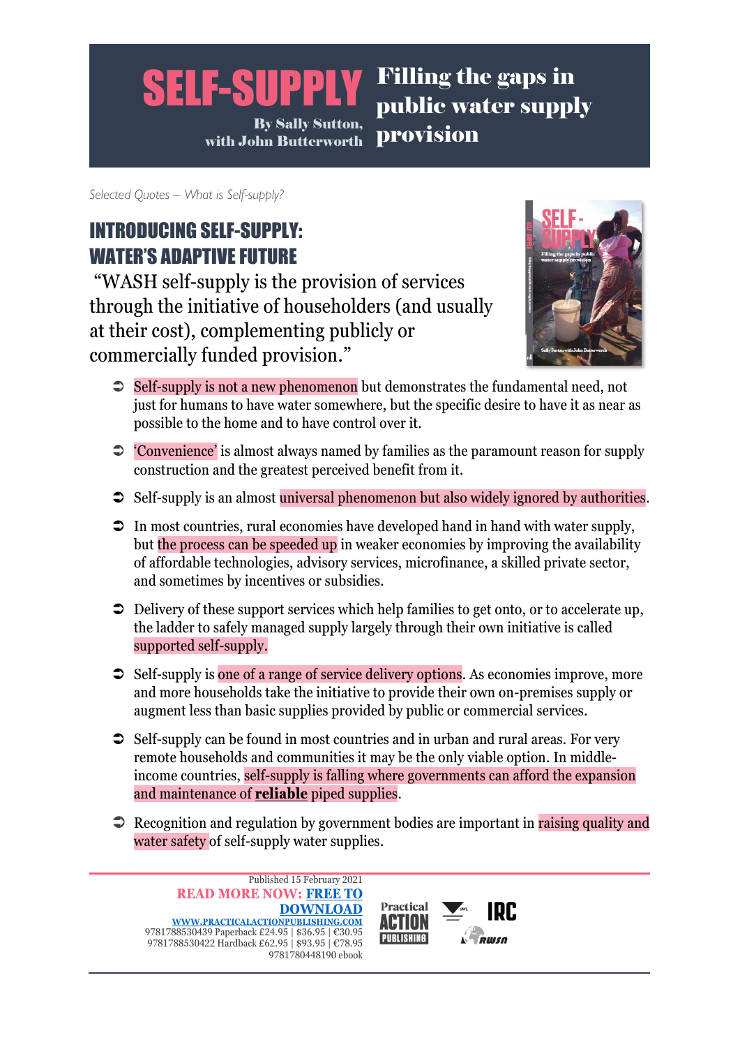# SELF-SUPPLY

By Sally Sutton, with John Butterworth

**Filling the gaps in public water supply provision**

*Selected Quotes – What is Self-supply?*

## INTRODUCING SELF-SUPPLY: WATER'S ADAPTIVE FUTURE

"WASH self-supply is the provision of services through the initiative of householders (and usually at their cost), complementing publicly or commercially funded provision."

- Self-supply is not a new phenomenon but demonstrates the fundamental need, not just for humans to have water somewhere, but the specific desire to have it as near as possible to the home and to have control over it.
- 'Convenience' is almost always named by families as the paramount reason for supply construction and the greatest perceived benefit from it.
- Self-supply is an almost universal phenomenon but also widely ignored by authorities.
- In most countries, rural economies have developed hand in hand with water supply, but the process can be speeded up in weaker economies by improving the availability of affordable technologies, advisory services, microfinance, a skilled private sector, and sometimes by incentives or subsidies.
- Delivery of these support services which help families to get onto, or to accelerate up, the ladder to safely managed supply largely through their own initiative is called supported self-supply.
- Self-supply is one of a range of service delivery options. As economies improve, more and more households take the initiative to provide their own on-premises supply or augment less than basic supplies provided by public or commercial services.
- Self-supply can be found in most countries and in urban and rural areas. For very remote households and communities it may be the only viable option. In middle-income countries, self-supply is falling where governments can afford the expansion and maintenance of **reliable** piped supplies.
- Recognition and regulation by government bodies are important in raising quality and water safety of self-supply water supplies.

Published 15 February 2021

**READ MORE NOW: FREE TO DOWNLOAD**

WWW.PRACTICALACTIONPUBLISHING.COM

9781788530439 Paperback £24.95 | $36.95 | €30.95
9781788530422 Hardback £62.95 | $93.95 | €78.95
9781780448190 ebook

Practical ACTION PUBLISHING | IRC | RWSN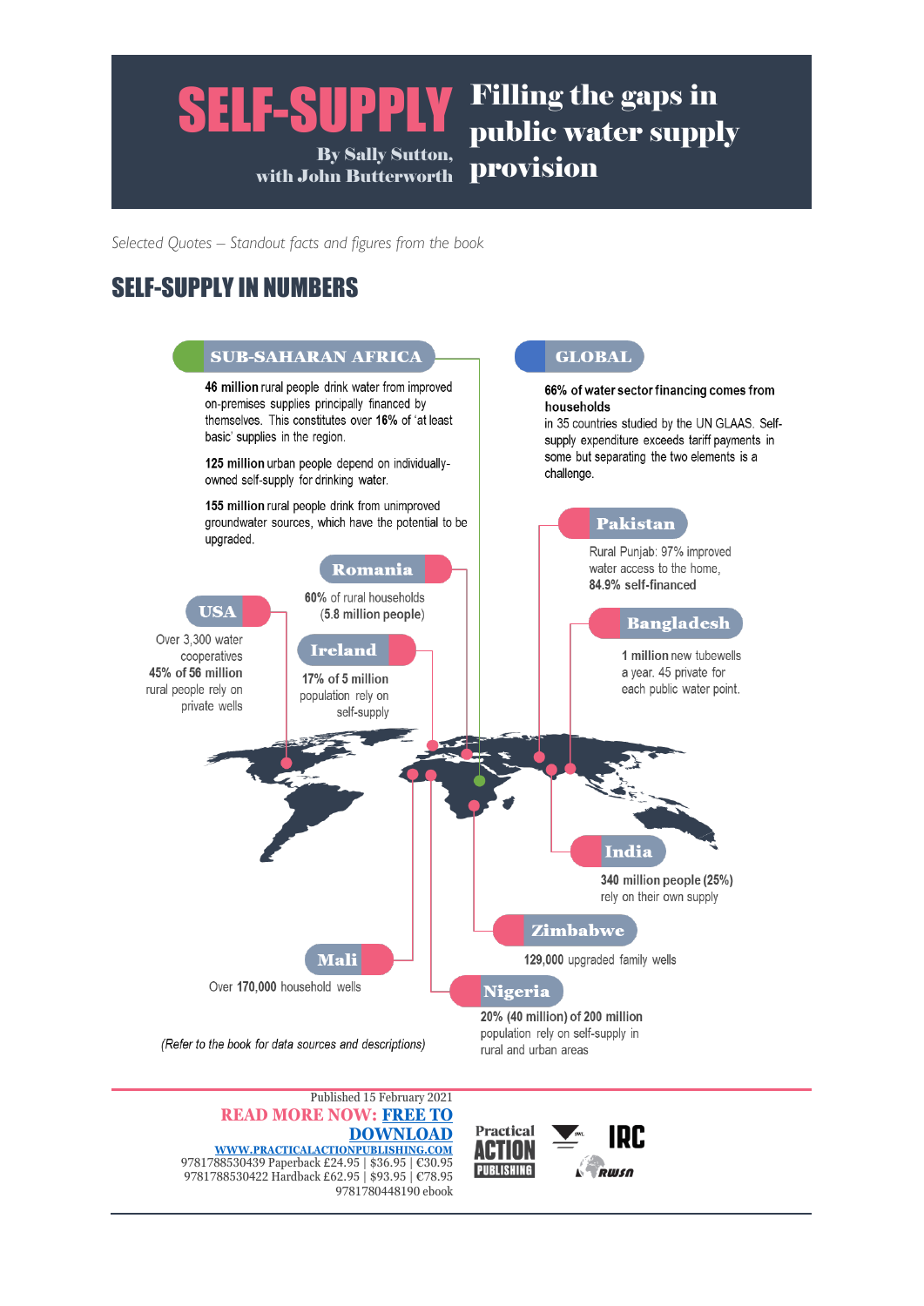# SELF-SUPPLY

**Filling the gaps in public water supply provision**

By Sally Sutton, with John Butterworth

*Selected Quotes – Standout facts and figures from the book*

## SELF-SUPPLY IN NUMBERS

### SUB-SAHARAN AFRICA

**46 million** rural people drink water from improved on-premises supplies principally financed by themselves. This constitutes over **16%** of 'at least basic' supplies in the region.

**125 million** urban people depend on individually-owned self-supply for drinking water.

**155 million** rural people drink from unimproved groundwater sources, which have the potential to be upgraded.

### GLOBAL

**66% of water sector financing comes from households** in 35 countries studied by the UN GLAAS. Self-supply expenditure exceeds tariff payments in some but separating the two elements is a challenge.

### Romania

**60%** of rural households (**5.8 million people**)

### USA

Over 3,300 water cooperatives
**45% of 56 million** rural people rely on private wells

### Ireland

**17% of 5 million** population rely on self-supply

### Pakistan

Rural Punjab: 97% improved water access to the home, **84.9% self-financed**

### Bangladesh

**1 million** new tubewells a year. 45 private for each public water point.

### India

**340 million people (25%)** rely on their own supply

### Zimbabwe

**129,000** upgraded family wells

### Mali

Over **170,000** household wells

### Nigeria

**20% (40 million) of 200 million** population rely on self-supply in rural and urban areas

*(Refer to the book for data sources and descriptions)*

---

Published 15 February 2021

**READ MORE NOW: FREE TO DOWNLOAD**

WWW.PRACTICALACTIONPUBLISHING.COM

9781788530439 Paperback £24.95 | $36.95 | €30.95
9781788530422 Hardback £62.95 | $93.95 | €78.95
9781780448190 ebook

Practical Action Publishing | SWL | IRC | RWSN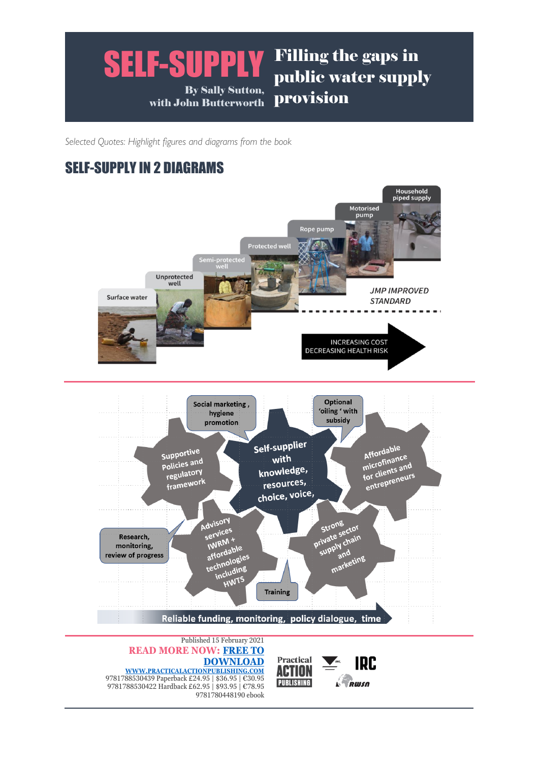# SELF-SUPPLY

**By Sally Sutton, with John Butterworth**

## Filling the gaps in public water supply provision

*Selected Quotes: Highlight figures and diagrams from the book*

## SELF-SUPPLY IN 2 DIAGRAMS

Surface water | Unprotected well | Semi-protected well | Protected well | Rope pump | Motorised pump | Household piped supply

*JMP IMPROVED STANDARD*

INCREASING COST
DECREASING HEALTH RISK

Self-supplier with knowledge, resources, choice, voice,

Supportive Policies and regulatory framework

Social marketing , hygiene promotion

Optional 'oiling ' with subsidy

Affordable microfinance for clients and entrepreneurs

Research, monitoring, review of progress

Advisory services IWRM + affordable technologies including HWTS

Training

Strong private sector supply chain and marketing

Reliable funding, monitoring, policy dialogue, time

Published 15 February 2021

**READ MORE NOW: FREE TO DOWNLOAD**

**WWW.PRACTICALACTIONPUBLISHING.COM**

9781788530439 Paperback £24.95 | $36.95 | €30.95
9781788530422 Hardback £62.95 | $93.95 | €78.95
9781780448190 ebook

Practical ACTION PUBLISHING | IRC | RWSN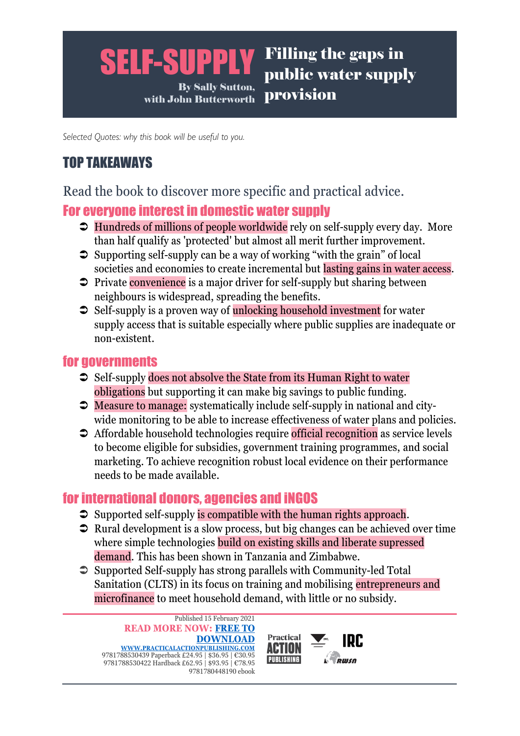# SELF-SUPPLY

**Filling the gaps in public water supply provision**

By Sally Sutton, with John Butterworth

*Selected Quotes: why this book will be useful to you.*

## TOP TAKEAWAYS

Read the book to discover more specific and practical advice.

### For everyone interest in domestic water supply

- Hundreds of millions of people worldwide rely on self-supply every day. More than half qualify as 'protected' but almost all merit further improvement.
- Supporting self-supply can be a way of working "with the grain" of local societies and economies to create incremental but lasting gains in water access.
- Private convenience is a major driver for self-supply but sharing between neighbours is widespread, spreading the benefits.
- Self-supply is a proven way of unlocking household investment for water supply access that is suitable especially where public supplies are inadequate or non-existent.

### for governments

- Self-supply does not absolve the State from its Human Right to water obligations but supporting it can make big savings to public funding.
- Measure to manage: systematically include self-supply in national and city-wide monitoring to be able to increase effectiveness of water plans and policies.
- Affordable household technologies require official recognition as service levels to become eligible for subsidies, government training programmes, and social marketing. To achieve recognition robust local evidence on their performance needs to be made available.

### for international donors, agencies and iNGOS

- Supported self-supply is compatible with the human rights approach.
- Rural development is a slow process, but big changes can be achieved over time where simple technologies build on existing skills and liberate supressed demand. This has been shown in Tanzania and Zimbabwe.
- Supported Self-supply has strong parallels with Community-led Total Sanitation (CLTS) in its focus on training and mobilising entrepreneurs and microfinance to meet household demand, with little or no subsidy.

---

Published 15 February 2021

**READ MORE NOW: FREE TO DOWNLOAD**

WWW.PRACTICALACTIONPUBLISHING.COM

9781788530439 Paperback £24.95 | $36.95 | €30.95

9781788530422 Hardback £62.95 | $93.95 | €78.95

9781780448190 ebook

Practical ACTION PUBLISHING | IRC | RWSN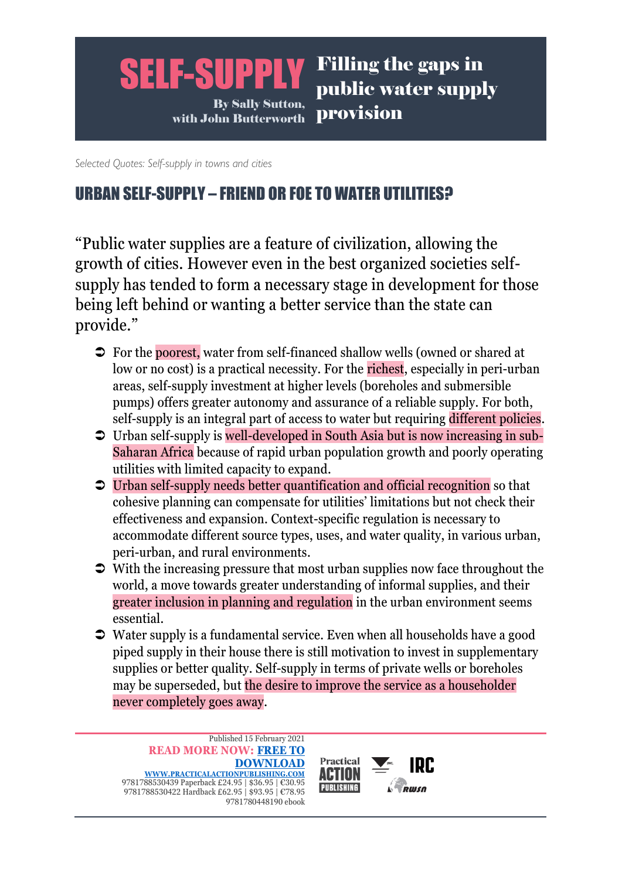# SELF-SUPPLY

**By Sally Sutton, with John Butterworth**

## Filling the gaps in public water supply provision

*Selected Quotes: Self-supply in towns and cities*

## URBAN SELF-SUPPLY – FRIEND OR FOE TO WATER UTILITIES?

"Public water supplies are a feature of civilization, allowing the growth of cities. However even in the best organized societies self-supply has tended to form a necessary stage in development for those being left behind or wanting a better service than the state can provide."

- For the poorest, water from self-financed shallow wells (owned or shared at low or no cost) is a practical necessity. For the richest, especially in peri-urban areas, self-supply investment at higher levels (boreholes and submersible pumps) offers greater autonomy and assurance of a reliable supply. For both, self-supply is an integral part of access to water but requiring different policies.
- Urban self-supply is well-developed in South Asia but is now increasing in sub-Saharan Africa because of rapid urban population growth and poorly operating utilities with limited capacity to expand.
- Urban self-supply needs better quantification and official recognition so that cohesive planning can compensate for utilities' limitations but not check their effectiveness and expansion. Context-specific regulation is necessary to accommodate different source types, uses, and water quality, in various urban, peri-urban, and rural environments.
- With the increasing pressure that most urban supplies now face throughout the world, a move towards greater understanding of informal supplies, and their greater inclusion in planning and regulation in the urban environment seems essential.
- Water supply is a fundamental service. Even when all households have a good piped supply in their house there is still motivation to invest in supplementary supplies or better quality. Self-supply in terms of private wells or boreholes may be superseded, but the desire to improve the service as a householder never completely goes away.

Published 15 February 2021

**READ MORE NOW: FREE TO DOWNLOAD**

WWW.PRACTICALACTIONPUBLISHING.COM

9781788530439 Paperback £24.95 | $36.95 | €30.95

9781788530422 Hardback £62.95 | $93.95 | €78.95

9781780448190 ebook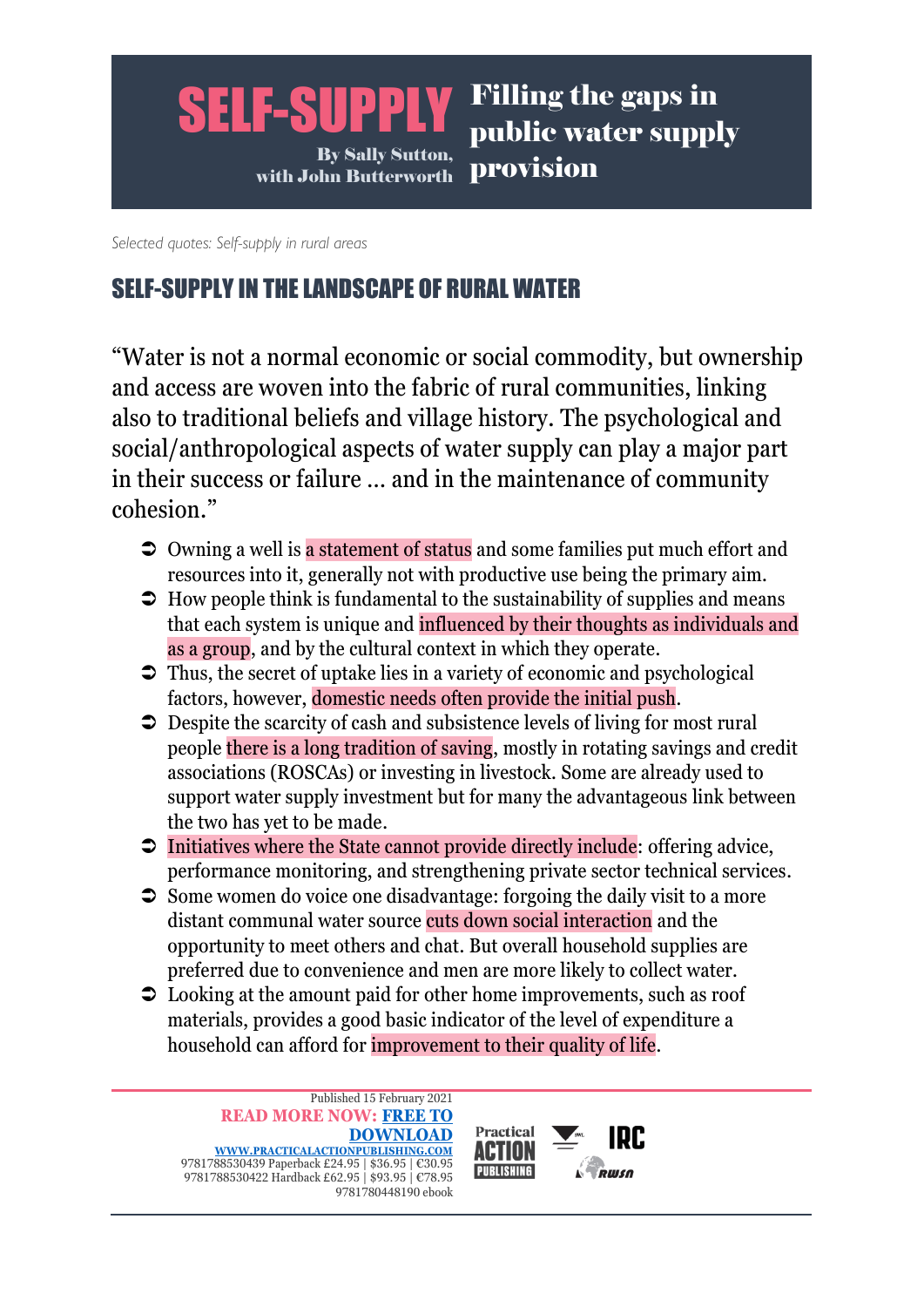# SELF-SUPPLY Filling the gaps in public water supply provision

By Sally Sutton, with John Butterworth

*Selected quotes: Self-supply in rural areas*

## SELF-SUPPLY IN THE LANDSCAPE OF RURAL WATER

"Water is not a normal economic or social commodity, but ownership and access are woven into the fabric of rural communities, linking also to traditional beliefs and village history. The psychological and social/anthropological aspects of water supply can play a major part in their success or failure … and in the maintenance of community cohesion."

- Owning a well is a statement of status and some families put much effort and resources into it, generally not with productive use being the primary aim.
- How people think is fundamental to the sustainability of supplies and means that each system is unique and influenced by their thoughts as individuals and as a group, and by the cultural context in which they operate.
- Thus, the secret of uptake lies in a variety of economic and psychological factors, however, domestic needs often provide the initial push.
- Despite the scarcity of cash and subsistence levels of living for most rural people there is a long tradition of saving, mostly in rotating savings and credit associations (ROSCAs) or investing in livestock. Some are already used to support water supply investment but for many the advantageous link between the two has yet to be made.
- Initiatives where the State cannot provide directly include: offering advice, performance monitoring, and strengthening private sector technical services.
- Some women do voice one disadvantage: forgoing the daily visit to a more distant communal water source cuts down social interaction and the opportunity to meet others and chat. But overall household supplies are preferred due to convenience and men are more likely to collect water.
- Looking at the amount paid for other home improvements, such as roof materials, provides a good basic indicator of the level of expenditure a household can afford for improvement to their quality of life.

Published 15 February 2021

**READ MORE NOW: FREE TO DOWNLOAD**

WWW.PRACTICALACTIONPUBLISHING.COM

9781788530439 Paperback £24.95 | $36.95 | €30.95

9781788530422 Hardback £62.95 | $93.95 | €78.95

9781780448190 ebook

Practical Action Publishing | IRC | RWSN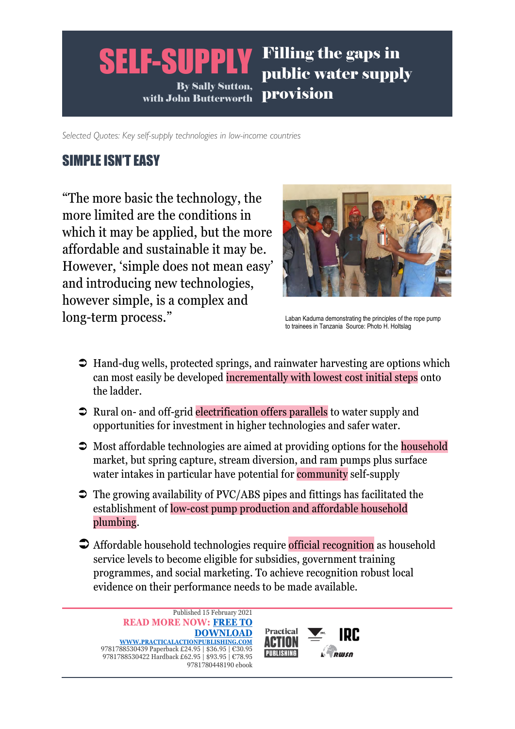# SELF-SUPPLY

**By Sally Sutton, with John Butterworth**

**Filling the gaps in public water supply provision**

*Selected Quotes: Key self-supply technologies in low-income countries*

## SIMPLE ISN'T EASY

"The more basic the technology, the more limited are the conditions in which it may be applied, but the more affordable and sustainable it may be. However, 'simple does not mean easy' and introducing new technologies, however simple, is a complex and long-term process."

Laban Kaduma demonstrating the principles of the rope pump to trainees in Tanzania Source: Photo H. Holtslag

- Hand-dug wells, protected springs, and rainwater harvesting are options which can most easily be developed incrementally with lowest cost initial steps onto the ladder.
- Rural on- and off-grid electrification offers parallels to water supply and opportunities for investment in higher technologies and safer water.
- Most affordable technologies are aimed at providing options for the household market, but spring capture, stream diversion, and ram pumps plus surface water intakes in particular have potential for community self-supply
- The growing availability of PVC/ABS pipes and fittings has facilitated the establishment of low-cost pump production and affordable household plumbing.
- Affordable household technologies require official recognition as household service levels to become eligible for subsidies, government training programmes, and social marketing. To achieve recognition robust local evidence on their performance needs to be made available.

Published 15 February 2021

**READ MORE NOW: FREE TO DOWNLOAD**

WWW.PRACTICALACTIONPUBLISHING.COM

9781788530439 Paperback £24.95 | $36.95 | €30.95
9781788530422 Hardback £62.95 | $93.95 | €78.95
9781780448190 ebook

Practical ACTION PUBLISHING | IRC | RWSN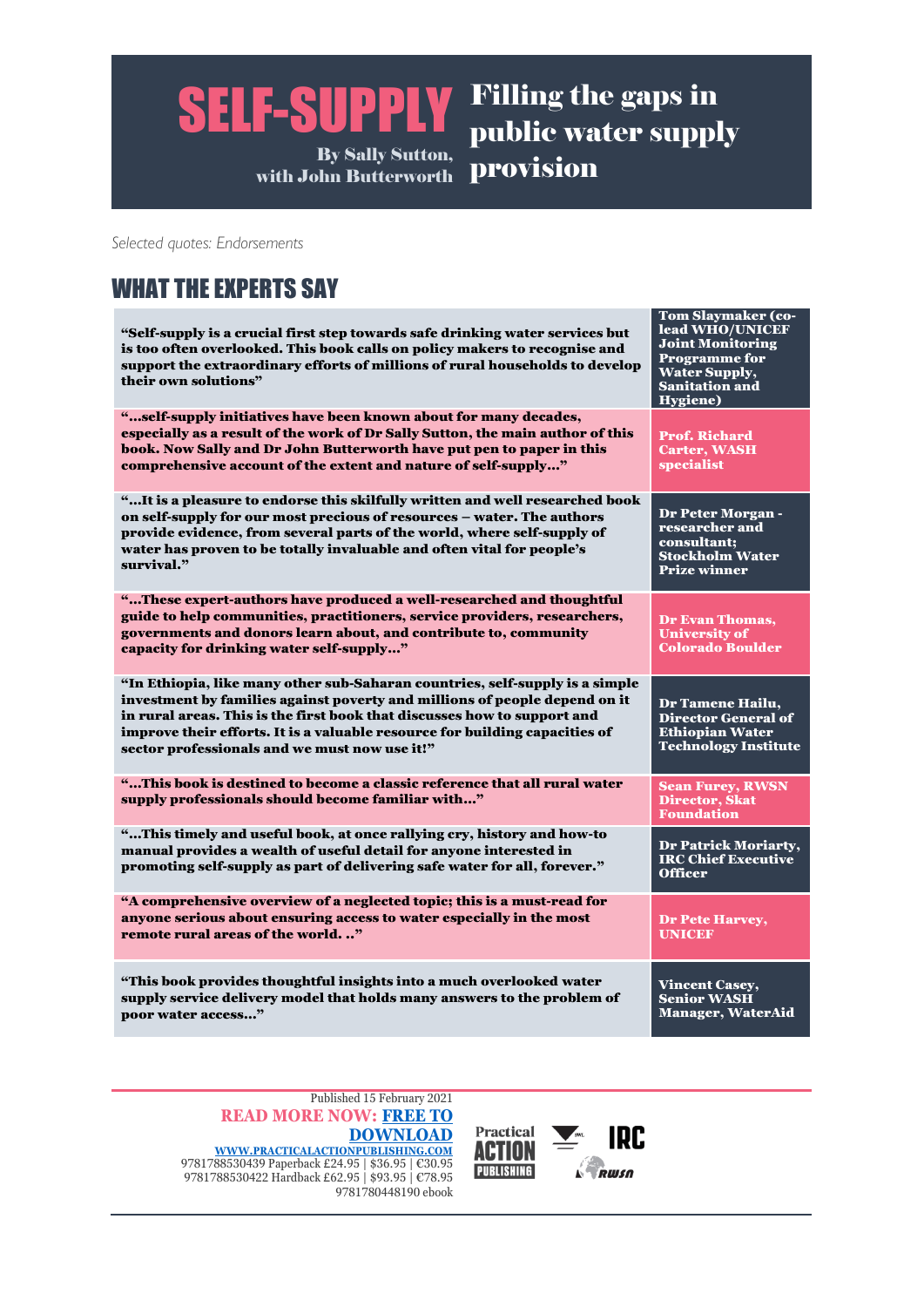# SELF-SUPPLY

## Filling the gaps in public water supply provision

By Sally Sutton, with John Butterworth

*Selected quotes: Endorsements*

## WHAT THE EXPERTS SAY

| | |
|---|---|
| **"Self-supply is a crucial first step towards safe drinking water services but is too often overlooked. This book calls on policy makers to recognise and support the extraordinary efforts of millions of rural households to develop their own solutions"** | **Tom Slaymaker (co-lead WHO/UNICEF Joint Monitoring Programme for Water Supply, Sanitation and Hygiene)** |
| **"…self-supply initiatives have been known about for many decades, especially as a result of the work of Dr Sally Sutton, the main author of this book. Now Sally and Dr John Butterworth have put pen to paper in this comprehensive account of the extent and nature of self-supply…"** | **Prof. Richard Carter, WASH specialist** |
| **"…It is a pleasure to endorse this skilfully written and well researched book on self-supply for our most precious of resources – water. The authors provide evidence, from several parts of the world, where self-supply of water has proven to be totally invaluable and often vital for people's survival."** | **Dr Peter Morgan - researcher and consultant; Stockholm Water Prize winner** |
| **"…These expert-authors have produced a well-researched and thoughtful guide to help communities, practitioners, service providers, researchers, governments and donors learn about, and contribute to, community capacity for drinking water self-supply…"** | **Dr Evan Thomas, University of Colorado Boulder** |
| **"In Ethiopia, like many other sub-Saharan countries, self-supply is a simple investment by families against poverty and millions of people depend on it in rural areas. This is the first book that discusses how to support and improve their efforts. It is a valuable resource for building capacities of sector professionals and we must now use it!"** | **Dr Tamene Hailu, Director General of Ethiopian Water Technology Institute** |
| **"…This book is destined to become a classic reference that all rural water supply professionals should become familiar with…"** | **Sean Furey, RWSN Director, Skat Foundation** |
| **"…This timely and useful book, at once rallying cry, history and how-to manual provides a wealth of useful detail for anyone interested in promoting self-supply as part of delivering safe water for all, forever."** | **Dr Patrick Moriarty, IRC Chief Executive Officer** |
| **"A comprehensive overview of a neglected topic; this is a must-read for anyone serious about ensuring access to water especially in the most remote rural areas of the world. .."** | **Dr Pete Harvey, UNICEF** |
| **"This book provides thoughtful insights into a much overlooked water supply service delivery model that holds many answers to the problem of poor water access…"** | **Vincent Casey, Senior WASH Manager, WaterAid** |

Published 15 February 2021

**READ MORE NOW: FREE TO DOWNLOAD**

WWW.PRACTICALACTIONPUBLISHING.COM

9781788530439 Paperback £24.95 | $36.95 | €30.95

9781788530422 Hardback £62.95 | $93.95 | €78.95

9781780448190 ebook

Practical ACTION PUBLISHING

IRC

RWSN